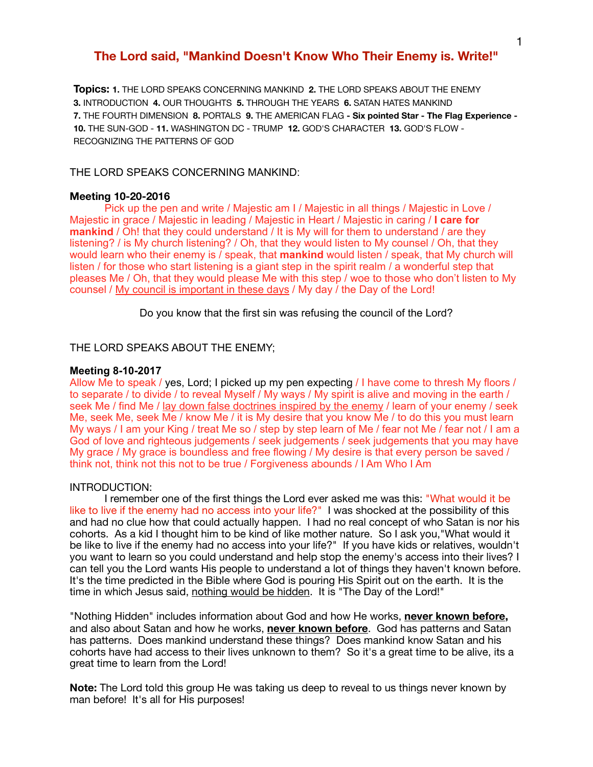# The Lord said, "Mankind Doesn't Know Who Their Enemy is. Write!"

**Topics:** **1.** THE LORD SPEAKS CONCERNING MANKIND **2.** THE LORD SPEAKS ABOUT THE ENEMY **3.** INTRODUCTION **4.** OUR THOUGHTS **5.** THROUGH THE YEARS **6.** SATAN HATES MANKIND **7.** THE FOURTH DIMENSION **8.** PORTALS **9.** THE AMERICAN FLAG **- Six pointed Star - The Flag Experience - 10.** THE SUN-GOD - **11.** WASHINGTON DC - TRUMP **12.** GOD'S CHARACTER **13.** GOD'S FLOW - RECOGNIZING THE PATTERNS OF GOD

THE LORD SPEAKS CONCERNING MANKIND:

**Meeting 10-20-2016**

Pick up the pen and write / Majestic am I / Majestic in all things / Majestic in Love / Majestic in grace / Majestic in leading / Majestic in Heart / Majestic in caring / **I care for mankind** / Oh! that they could understand / It is My will for them to understand / are they listening? / is My church listening? / Oh, that they would listen to My counsel / Oh, that they would learn who their enemy is / speak, that **mankind** would listen / speak, that My church will listen / for those who start listening is a giant step in the spirit realm / a wonderful step that pleases Me / Oh, that they would please Me with this step / woe to those who don't listen to My counsel / <u>My council is important in these days</u> / My day / the Day of the Lord!

Do you know that the first sin was refusing the council of the Lord?

THE LORD SPEAKS ABOUT THE ENEMY;

**Meeting 8-10-2017**

Allow Me to speak / yes, Lord; I picked up my pen expecting / I have come to thresh My floors / to separate / to divide / to reveal Myself / My ways / My spirit is alive and moving in the earth / seek Me / find Me / <u>lay down false doctrines inspired by the enemy</u> / learn of your enemy / seek Me, seek Me, seek Me / know Me / it is My desire that you know Me / to do this you must learn My ways / I am your King / treat Me so / step by step learn of Me / fear not Me / fear not / I am a God of love and righteous judgements / seek judgements / seek judgements that you may have My grace / My grace is boundless and free flowing / My desire is that every person be saved / think not, think not this not to be true / Forgiveness abounds / I Am Who I Am

INTRODUCTION:

I remember one of the first things the Lord ever asked me was this: "What would it be like to live if the enemy had no access into your life?" I was shocked at the possibility of this and had no clue how that could actually happen. I had no real concept of who Satan is nor his cohorts. As a kid I thought him to be kind of like mother nature. So I ask you,"What would it be like to live if the enemy had no access into your life?" If you have kids or relatives, wouldn't you want to learn so you could understand and help stop the enemy's access into their lives? I can tell you the Lord wants His people to understand a lot of things they haven't known before. It's the time predicted in the Bible where God is pouring His Spirit out on the earth. It is the time in which Jesus said, <u>nothing would be hidden</u>. It is "The Day of the Lord!"

"Nothing Hidden" includes information about God and how He works, **<u>never known before</u>,** and also about Satan and how he works, **<u>never known before</u>**. God has patterns and Satan has patterns. Does mankind understand these things? Does mankind know Satan and his cohorts have had access to their lives unknown to them? So it's a great time to be alive, its a great time to learn from the Lord!

**Note:** The Lord told this group He was taking us deep to reveal to us things never known by man before! It's all for His purposes!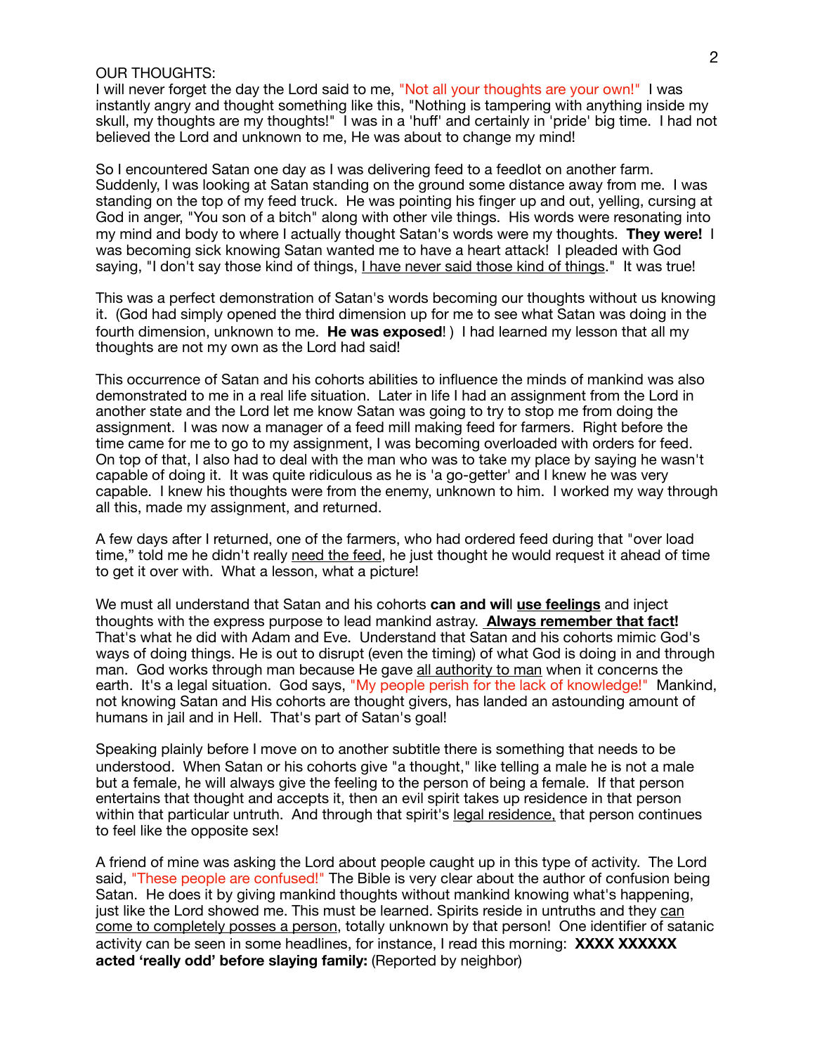OUR THOUGHTS:

I will never forget the day the Lord said to me, "Not all your thoughts are your own!" I was instantly angry and thought something like this, "Nothing is tampering with anything inside my skull, my thoughts are my thoughts!" I was in a 'huff' and certainly in 'pride' big time. I had not believed the Lord and unknown to me, He was about to change my mind!

So I encountered Satan one day as I was delivering feed to a feedlot on another farm. Suddenly, I was looking at Satan standing on the ground some distance away from me. I was standing on the top of my feed truck. He was pointing his finger up and out, yelling, cursing at God in anger, "You son of a bitch" along with other vile things. His words were resonating into my mind and body to where I actually thought Satan's words were my thoughts. **They were!** I was becoming sick knowing Satan wanted me to have a heart attack! I pleaded with God saying, "I don't say those kind of things, <u>I have never said those kind of things</u>." It was true!

This was a perfect demonstration of Satan's words becoming our thoughts without us knowing it. (God had simply opened the third dimension up for me to see what Satan was doing in the fourth dimension, unknown to me. **He was exposed**! ) I had learned my lesson that all my thoughts are not my own as the Lord had said!

This occurrence of Satan and his cohorts abilities to influence the minds of mankind was also demonstrated to me in a real life situation. Later in life I had an assignment from the Lord in another state and the Lord let me know Satan was going to try to stop me from doing the assignment. I was now a manager of a feed mill making feed for farmers. Right before the time came for me to go to my assignment, I was becoming overloaded with orders for feed. On top of that, I also had to deal with the man who was to take my place by saying he wasn't capable of doing it. It was quite ridiculous as he is 'a go-getter' and I knew he was very capable. I knew his thoughts were from the enemy, unknown to him. I worked my way through all this, made my assignment, and returned.

A few days after I returned, one of the farmers, who had ordered feed during that "over load time," told me he didn't really <u>need the feed</u>, he just thought he would request it ahead of time to get it over with. What a lesson, what a picture!

We must all understand that Satan and his cohorts **can and will** **<u>use feelings</u>** and inject thoughts with the express purpose to lead mankind astray. **<u>Always remember that fact!</u>** That's what he did with Adam and Eve. Understand that Satan and his cohorts mimic God's ways of doing things. He is out to disrupt (even the timing) of what God is doing in and through man. God works through man because He gave <u>all authority to man</u> when it concerns the earth. It's a legal situation. God says, "My people perish for the lack of knowledge!" Mankind, not knowing Satan and His cohorts are thought givers, has landed an astounding amount of humans in jail and in Hell. That's part of Satan's goal!

Speaking plainly before I move on to another subtitle there is something that needs to be understood. When Satan or his cohorts give "a thought," like telling a male he is not a male but a female, he will always give the feeling to the person of being a female. If that person entertains that thought and accepts it, then an evil spirit takes up residence in that person within that particular untruth. And through that spirit's <u>legal residence,</u> that person continues to feel like the opposite sex!

A friend of mine was asking the Lord about people caught up in this type of activity. The Lord said, "These people are confused!" The Bible is very clear about the author of confusion being Satan. He does it by giving mankind thoughts without mankind knowing what's happening, just like the Lord showed me. This must be learned. Spirits reside in untruths and they <u>can come to completely posses a person</u>, totally unknown by that person! One identifier of satanic activity can be seen in some headlines, for instance, I read this morning: **XXXX XXXXXX acted 'really odd' before slaying family:** (Reported by neighbor)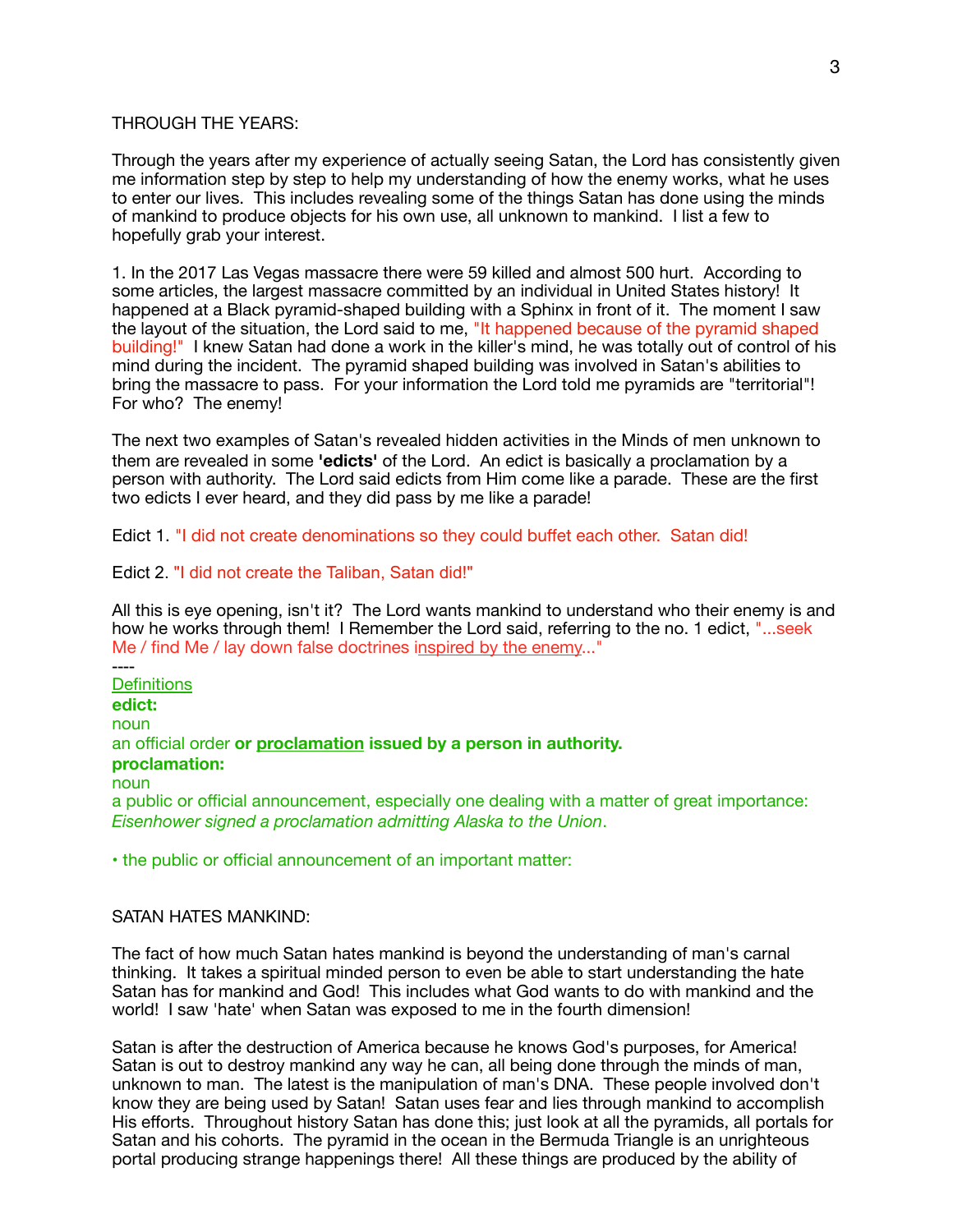THROUGH THE YEARS:

Through the years after my experience of actually seeing Satan, the Lord has consistently given me information step by step to help my understanding of how the enemy works, what he uses to enter our lives. This includes revealing some of the things Satan has done using the minds of mankind to produce objects for his own use, all unknown to mankind. I list a few to hopefully grab your interest.

1. In the 2017 Las Vegas massacre there were 59 killed and almost 500 hurt. According to some articles, the largest massacre committed by an individual in United States history! It happened at a Black pyramid-shaped building with a Sphinx in front of it. The moment I saw the layout of the situation, the Lord said to me, "It happened because of the pyramid shaped building!" I knew Satan had done a work in the killer's mind, he was totally out of control of his mind during the incident. The pyramid shaped building was involved in Satan's abilities to bring the massacre to pass. For your information the Lord told me pyramids are "territorial"! For who? The enemy!

The next two examples of Satan's revealed hidden activities in the Minds of men unknown to them are revealed in some **'edicts'** of the Lord. An edict is basically a proclamation by a person with authority. The Lord said edicts from Him come like a parade. These are the first two edicts I ever heard, and they did pass by me like a parade!

Edict 1. "I did not create denominations so they could buffet each other. Satan did!

Edict 2. "I did not create the Taliban, Satan did!"

All this is eye opening, isn't it? The Lord wants mankind to understand who their enemy is and how he works through them! I Remember the Lord said, referring to the no. 1 edict, "...seek Me / find Me / lay down false doctrines inspired by the enemy..."

----

Definitions

**edict:**

noun

an official order **or proclamation issued by a person in authority.**

**proclamation:**

noun

a public or official announcement, especially one dealing with a matter of great importance: *Eisenhower signed a proclamation admitting Alaska to the Union*.

• the public or official announcement of an important matter:

SATAN HATES MANKIND:

The fact of how much Satan hates mankind is beyond the understanding of man's carnal thinking. It takes a spiritual minded person to even be able to start understanding the hate Satan has for mankind and God! This includes what God wants to do with mankind and the world! I saw 'hate' when Satan was exposed to me in the fourth dimension!

Satan is after the destruction of America because he knows God's purposes, for America! Satan is out to destroy mankind any way he can, all being done through the minds of man, unknown to man. The latest is the manipulation of man's DNA. These people involved don't know they are being used by Satan! Satan uses fear and lies through mankind to accomplish His efforts. Throughout history Satan has done this; just look at all the pyramids, all portals for Satan and his cohorts. The pyramid in the ocean in the Bermuda Triangle is an unrighteous portal producing strange happenings there! All these things are produced by the ability of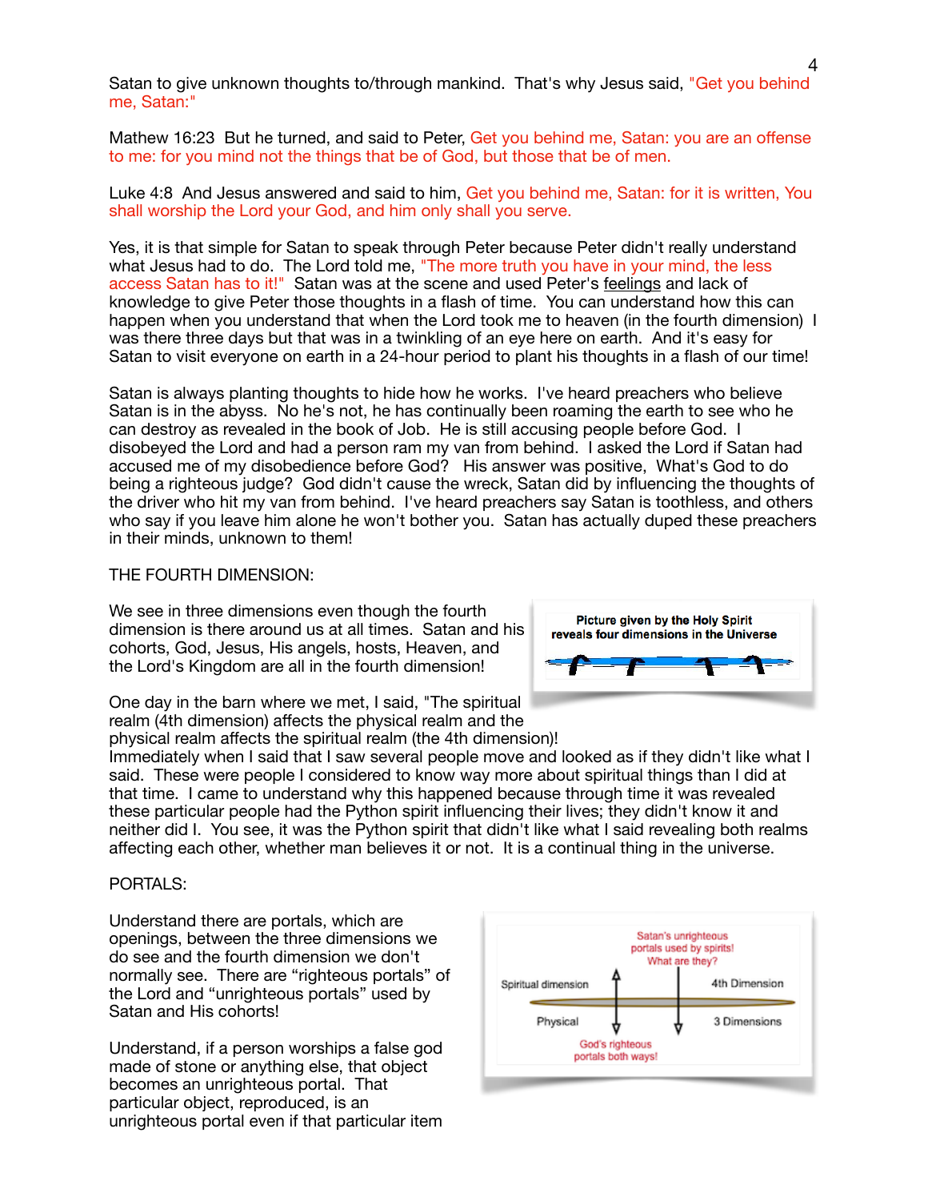Satan to give unknown thoughts to/through mankind. That's why Jesus said, "Get you behind me, Satan:"

Mathew 16:23 But he turned, and said to Peter, Get you behind me, Satan: you are an offense to me: for you mind not the things that be of God, but those that be of men.

Luke 4:8 And Jesus answered and said to him, Get you behind me, Satan: for it is written, You shall worship the Lord your God, and him only shall you serve.

Yes, it is that simple for Satan to speak through Peter because Peter didn't really understand what Jesus had to do. The Lord told me, "The more truth you have in your mind, the less access Satan has to it!" Satan was at the scene and used Peter's feelings and lack of knowledge to give Peter those thoughts in a flash of time. You can understand how this can happen when you understand that when the Lord took me to heaven (in the fourth dimension) I was there three days but that was in a twinkling of an eye here on earth. And it's easy for Satan to visit everyone on earth in a 24-hour period to plant his thoughts in a flash of our time!

Satan is always planting thoughts to hide how he works. I've heard preachers who believe Satan is in the abyss. No he's not, he has continually been roaming the earth to see who he can destroy as revealed in the book of Job. He is still accusing people before God. I disobeyed the Lord and had a person ram my van from behind. I asked the Lord if Satan had accused me of my disobedience before God? His answer was positive, What's God to do being a righteous judge? God didn't cause the wreck, Satan did by influencing the thoughts of the driver who hit my van from behind. I've heard preachers say Satan is toothless, and others who say if you leave him alone he won't bother you. Satan has actually duped these preachers in their minds, unknown to them!

THE FOURTH DIMENSION:

We see in three dimensions even though the fourth dimension is there around us at all times. Satan and his cohorts, God, Jesus, His angels, hosts, Heaven, and the Lord's Kingdom are all in the fourth dimension!

Picture given by the Holy Spirit reveals four dimensions in the Universe

One day in the barn where we met, I said, "The spiritual realm (4th dimension) affects the physical realm and the physical realm affects the spiritual realm (the 4th dimension)! Immediately when I said that I saw several people move and looked as if they didn't like what I said. These were people I considered to know way more about spiritual things than I did at that time. I came to understand why this happened because through time it was revealed these particular people had the Python spirit influencing their lives; they didn't know it and neither did I. You see, it was the Python spirit that didn't like what I said revealing both realms affecting each other, whether man believes it or not. It is a continual thing in the universe.

PORTALS:

Understand there are portals, which are openings, between the three dimensions we do see and the fourth dimension we don't normally see. There are "righteous portals" of the Lord and "unrighteous portals" used by Satan and His cohorts!

Satan's unrighteous portals used by spirits! What are they?
Spiritual dimension — 4th Dimension
Physical — 3 Dimensions
God's righteous portals both ways!

Understand, if a person worships a false god made of stone or anything else, that object becomes an unrighteous portal. That particular object, reproduced, is an unrighteous portal even if that particular item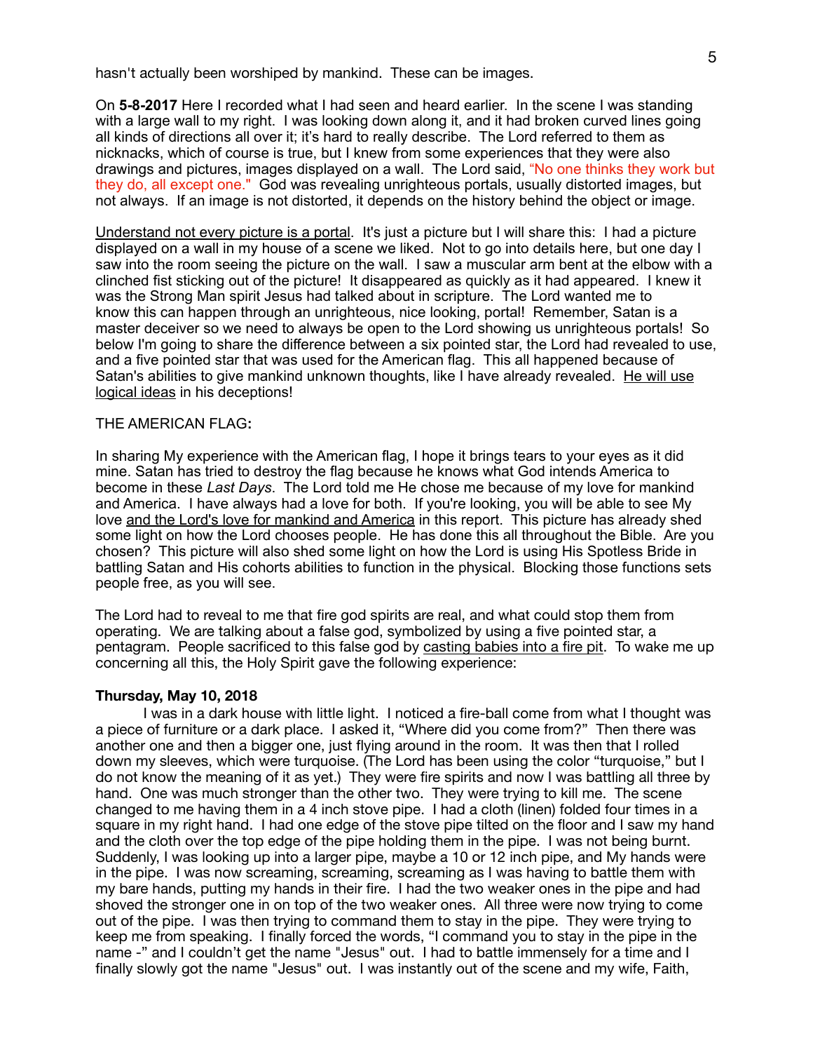hasn't actually been worshiped by mankind. These can be images.

On **5-8-2017** Here I recorded what I had seen and heard earlier. In the scene I was standing with a large wall to my right. I was looking down along it, and it had broken curved lines going all kinds of directions all over it; it's hard to really describe. The Lord referred to them as nicknacks, which of course is true, but I knew from some experiences that they were also drawings and pictures, images displayed on a wall. The Lord said, "No one thinks they work but they do, all except one." God was revealing unrighteous portals, usually distorted images, but not always. If an image is not distorted, it depends on the history behind the object or image.

<u>Understand not every picture is a portal</u>. It's just a picture but I will share this: I had a picture displayed on a wall in my house of a scene we liked. Not to go into details here, but one day I saw into the room seeing the picture on the wall. I saw a muscular arm bent at the elbow with a clinched fist sticking out of the picture! It disappeared as quickly as it had appeared. I knew it was the Strong Man spirit Jesus had talked about in scripture. The Lord wanted me to know this can happen through an unrighteous, nice looking, portal! Remember, Satan is a master deceiver so we need to always be open to the Lord showing us unrighteous portals! So below I'm going to share the difference between a six pointed star, the Lord had revealed to use, and a five pointed star that was used for the American flag. This all happened because of Satan's abilities to give mankind unknown thoughts, like I have already revealed. <u>He will use logical ideas</u> in his deceptions!

THE AMERICAN FLAG**:**

In sharing My experience with the American flag, I hope it brings tears to your eyes as it did mine. Satan has tried to destroy the flag because he knows what God intends America to become in these *Last Days*. The Lord told me He chose me because of my love for mankind and America. I have always had a love for both. If you're looking, you will be able to see My love <u>and the Lord's love for mankind and America</u> in this report. This picture has already shed some light on how the Lord chooses people. He has done this all throughout the Bible. Are you chosen? This picture will also shed some light on how the Lord is using His Spotless Bride in battling Satan and His cohorts abilities to function in the physical. Blocking those functions sets people free, as you will see.

The Lord had to reveal to me that fire god spirits are real, and what could stop them from operating. We are talking about a false god, symbolized by using a five pointed star, a pentagram. People sacrificed to this false god by <u>casting babies into a fire pit</u>. To wake me up concerning all this, the Holy Spirit gave the following experience:

**Thursday, May 10, 2018**

I was in a dark house with little light. I noticed a fire-ball come from what I thought was a piece of furniture or a dark place. I asked it, "Where did you come from?" Then there was another one and then a bigger one, just flying around in the room. It was then that I rolled down my sleeves, which were turquoise. (The Lord has been using the color "turquoise," but I do not know the meaning of it as yet.) They were fire spirits and now I was battling all three by hand. One was much stronger than the other two. They were trying to kill me. The scene changed to me having them in a 4 inch stove pipe. I had a cloth (linen) folded four times in a square in my right hand. I had one edge of the stove pipe tilted on the floor and I saw my hand and the cloth over the top edge of the pipe holding them in the pipe. I was not being burnt. Suddenly, I was looking up into a larger pipe, maybe a 10 or 12 inch pipe, and My hands were in the pipe. I was now screaming, screaming, screaming as I was having to battle them with my bare hands, putting my hands in their fire. I had the two weaker ones in the pipe and had shoved the stronger one in on top of the two weaker ones. All three were now trying to come out of the pipe. I was then trying to command them to stay in the pipe. They were trying to keep me from speaking. I finally forced the words, "I command you to stay in the pipe in the name -" and I couldn't get the name "Jesus" out. I had to battle immensely for a time and I finally slowly got the name "Jesus" out. I was instantly out of the scene and my wife, Faith,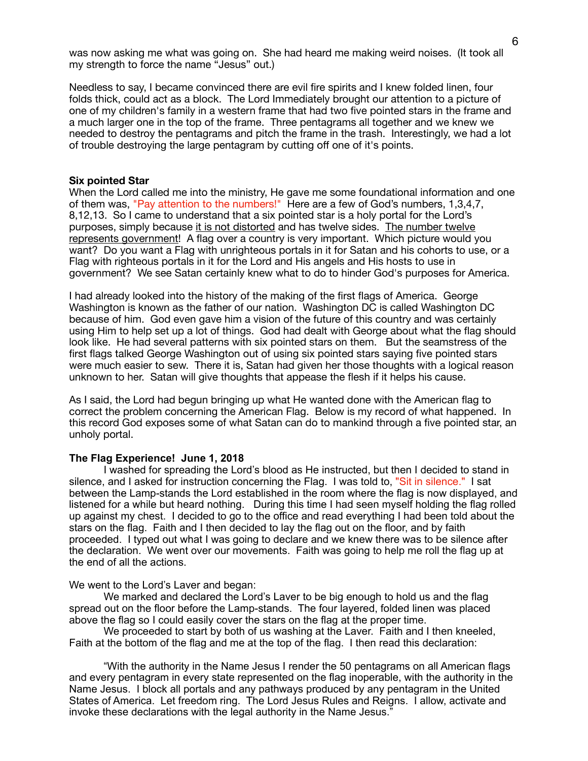was now asking me what was going on. She had heard me making weird noises. (It took all my strength to force the name "Jesus" out.)

Needless to say, I became convinced there are evil fire spirits and I knew folded linen, four folds thick, could act as a block. The Lord Immediately brought our attention to a picture of one of my children's family in a western frame that had two five pointed stars in the frame and a much larger one in the top of the frame. Three pentagrams all together and we knew we needed to destroy the pentagrams and pitch the frame in the trash. Interestingly, we had a lot of trouble destroying the large pentagram by cutting off one of it's points.

**Six pointed Star**

When the Lord called me into the ministry, He gave me some foundational information and one of them was, "Pay attention to the numbers!" Here are a few of God's numbers, 1,3,4,7, 8,12,13. So I came to understand that a six pointed star is a holy portal for the Lord's purposes, simply because it is not distorted and has twelve sides. The number twelve represents government! A flag over a country is very important. Which picture would you want? Do you want a Flag with unrighteous portals in it for Satan and his cohorts to use, or a Flag with righteous portals in it for the Lord and His angels and His hosts to use in government? We see Satan certainly knew what to do to hinder God's purposes for America.

I had already looked into the history of the making of the first flags of America. George Washington is known as the father of our nation. Washington DC is called Washington DC because of him. God even gave him a vision of the future of this country and was certainly using Him to help set up a lot of things. God had dealt with George about what the flag should look like. He had several patterns with six pointed stars on them. But the seamstress of the first flags talked George Washington out of using six pointed stars saying five pointed stars were much easier to sew. There it is, Satan had given her those thoughts with a logical reason unknown to her. Satan will give thoughts that appease the flesh if it helps his cause.

As I said, the Lord had begun bringing up what He wanted done with the American flag to correct the problem concerning the American Flag. Below is my record of what happened. In this record God exposes some of what Satan can do to mankind through a five pointed star, an unholy portal.

**The Flag Experience! June 1, 2018**

I washed for spreading the Lord's blood as He instructed, but then I decided to stand in silence, and I asked for instruction concerning the Flag. I was told to, "Sit in silence." I sat between the Lamp-stands the Lord established in the room where the flag is now displayed, and listened for a while but heard nothing. During this time I had seen myself holding the flag rolled up against my chest. I decided to go to the office and read everything I had been told about the stars on the flag. Faith and I then decided to lay the flag out on the floor, and by faith proceeded. I typed out what I was going to declare and we knew there was to be silence after the declaration. We went over our movements. Faith was going to help me roll the flag up at the end of all the actions.

We went to the Lord's Laver and began:

We marked and declared the Lord's Laver to be big enough to hold us and the flag spread out on the floor before the Lamp-stands. The four layered, folded linen was placed above the flag so I could easily cover the stars on the flag at the proper time.

We proceeded to start by both of us washing at the Laver. Faith and I then kneeled, Faith at the bottom of the flag and me at the top of the flag. I then read this declaration:

"With the authority in the Name Jesus I render the 50 pentagrams on all American flags and every pentagram in every state represented on the flag inoperable, with the authority in the Name Jesus. I block all portals and any pathways produced by any pentagram in the United States of America. Let freedom ring. The Lord Jesus Rules and Reigns. I allow, activate and invoke these declarations with the legal authority in the Name Jesus."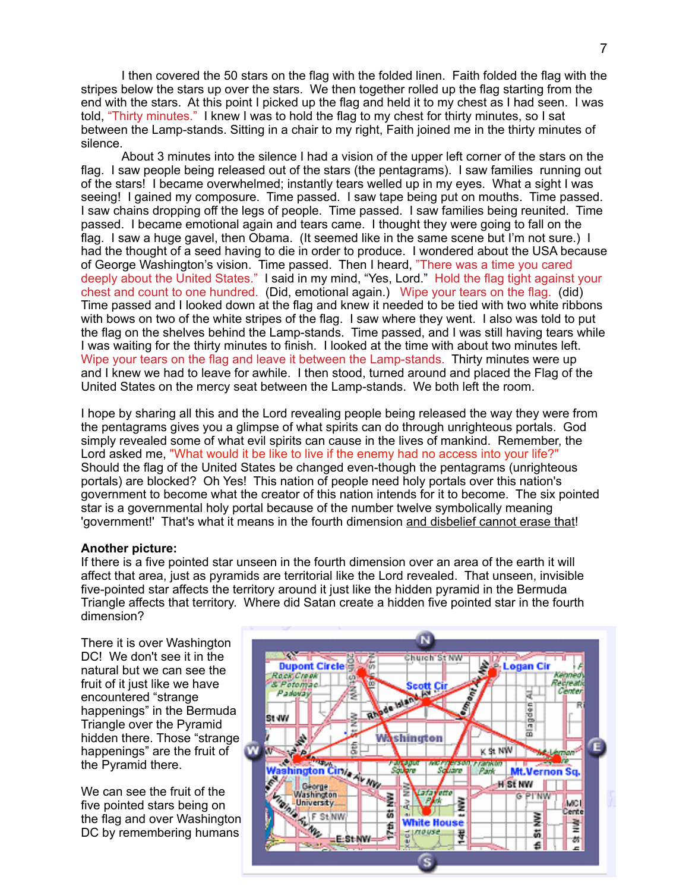I then covered the 50 stars on the flag with the folded linen. Faith folded the flag with the stripes below the stars up over the stars. We then together rolled up the flag starting from the end with the stars. At this point I picked up the flag and held it to my chest as I had seen. I was told, "Thirty minutes." I knew I was to hold the flag to my chest for thirty minutes, so I sat between the Lamp-stands. Sitting in a chair to my right, Faith joined me in the thirty minutes of silence.

About 3 minutes into the silence I had a vision of the upper left corner of the stars on the flag. I saw people being released out of the stars (the pentagrams). I saw families running out of the stars! I became overwhelmed; instantly tears welled up in my eyes. What a sight I was seeing! I gained my composure. Time passed. I saw tape being put on mouths. Time passed. I saw chains dropping off the legs of people. Time passed. I saw families being reunited. Time passed. I became emotional again and tears came. I thought they were going to fall on the flag. I saw a huge gavel, then Obama. (It seemed like in the same scene but I'm not sure.) I had the thought of a seed having to die in order to produce. I wondered about the USA because of George Washington's vision. Time passed. Then I heard, "There was a time you cared deeply about the United States." I said in my mind, "Yes, Lord." Hold the flag tight against your chest and count to one hundred. (Did, emotional again.) Wipe your tears on the flag. (did) Time passed and I looked down at the flag and knew it needed to be tied with two white ribbons with bows on two of the white stripes of the flag. I saw where they went. I also was told to put the flag on the shelves behind the Lamp-stands. Time passed, and I was still having tears while I was waiting for the thirty minutes to finish. I looked at the time with about two minutes left. Wipe your tears on the flag and leave it between the Lamp-stands. Thirty minutes were up and I knew we had to leave for awhile. I then stood, turned around and placed the Flag of the United States on the mercy seat between the Lamp-stands. We both left the room.

I hope by sharing all this and the Lord revealing people being released the way they were from the pentagrams gives you a glimpse of what spirits can do through unrighteous portals. God simply revealed some of what evil spirits can cause in the lives of mankind. Remember, the Lord asked me, "What would it be like to live if the enemy had no access into your life?" Should the flag of the United States be changed even-though the pentagrams (unrighteous portals) are blocked? Oh Yes! This nation of people need holy portals over this nation's government to become what the creator of this nation intends for it to become. The six pointed star is a governmental holy portal because of the number twelve symbolically meaning 'government!' That's what it means in the fourth dimension <u>and disbelief cannot erase that</u>!

**Another picture:**
If there is a five pointed star unseen in the fourth dimension over an area of the earth it will affect that area, just as pyramids are territorial like the Lord revealed. That unseen, invisible five-pointed star affects the territory around it just like the hidden pyramid in the Bermuda Triangle affects that territory. Where did Satan create a hidden five pointed star in the fourth dimension?

There it is over Washington DC! We don't see it in the natural but we can see the fruit of it just like we have encountered "strange happenings" in the Bermuda Triangle over the Pyramid hidden there. Those "strange happenings" are the fruit of the Pyramid there.

We can see the fruit of the five pointed stars being on the flag and over Washington DC by remembering humans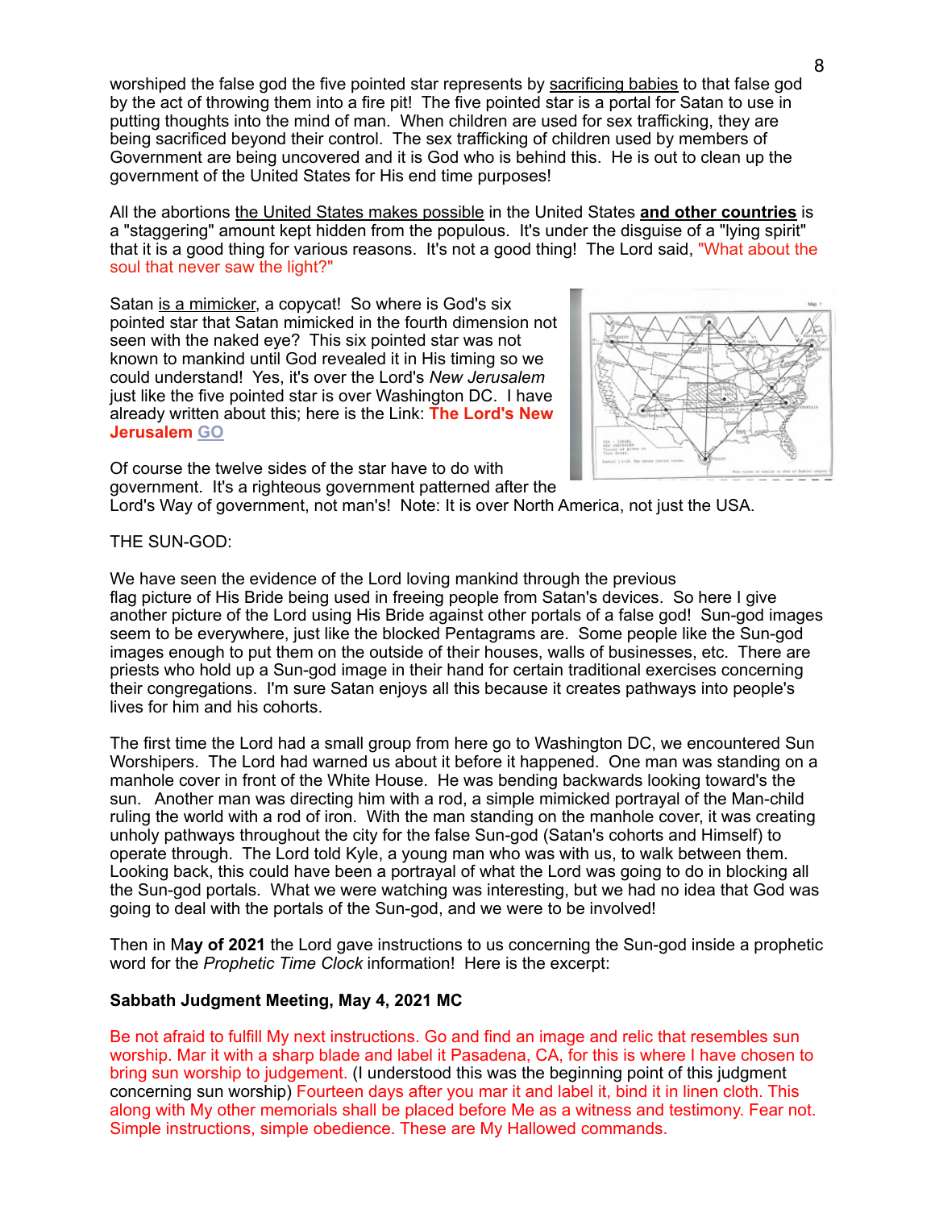worshiped the false god the five pointed star represents by sacrificing babies to that false god by the act of throwing them into a fire pit! The five pointed star is a portal for Satan to use in putting thoughts into the mind of man. When children are used for sex trafficking, they are being sacrificed beyond their control. The sex trafficking of children used by members of Government are being uncovered and it is God who is behind this. He is out to clean up the government of the United States for His end time purposes!

All the abortions the United States makes possible in the United States **and other countries** is a "staggering" amount kept hidden from the populous. It's under the disguise of a "lying spirit" that it is a good thing for various reasons. It's not a good thing! The Lord said, "What about the soul that never saw the light?"

Satan is a mimicker, a copycat! So where is God's six pointed star that Satan mimicked in the fourth dimension not seen with the naked eye? This six pointed star was not known to mankind until God revealed it in His timing so we could understand! Yes, it's over the Lord's *New Jerusalem* just like the five pointed star is over Washington DC. I have already written about this; here is the Link: **The Lord's New Jerusalem** GO

Of course the twelve sides of the star have to do with government. It's a righteous government patterned after the Lord's Way of government, not man's! Note: It is over North America, not just the USA.

THE SUN-GOD:

We have seen the evidence of the Lord loving mankind through the previous flag picture of His Bride being used in freeing people from Satan's devices. So here I give another picture of the Lord using His Bride against other portals of a false god! Sun-god images seem to be everywhere, just like the blocked Pentagrams are. Some people like the Sun-god images enough to put them on the outside of their houses, walls of businesses, etc. There are priests who hold up a Sun-god image in their hand for certain traditional exercises concerning their congregations. I'm sure Satan enjoys all this because it creates pathways into people's lives for him and his cohorts.

The first time the Lord had a small group from here go to Washington DC, we encountered Sun Worshipers. The Lord had warned us about it before it happened. One man was standing on a manhole cover in front of the White House. He was bending backwards looking toward's the sun. Another man was directing him with a rod, a simple mimicked portrayal of the Man-child ruling the world with a rod of iron. With the man standing on the manhole cover, it was creating unholy pathways throughout the city for the false Sun-god (Satan's cohorts and Himself) to operate through. The Lord told Kyle, a young man who was with us, to walk between them. Looking back, this could have been a portrayal of what the Lord was going to do in blocking all the Sun-god portals. What we were watching was interesting, but we had no idea that God was going to deal with the portals of the Sun-god, and we were to be involved!

Then in M**ay of 2021** the Lord gave instructions to us concerning the Sun-god inside a prophetic word for the *Prophetic Time Clock* information! Here is the excerpt:

**Sabbath Judgment Meeting, May 4, 2021 MC**

Be not afraid to fulfill My next instructions. Go and find an image and relic that resembles sun worship. Mar it with a sharp blade and label it Pasadena, CA, for this is where I have chosen to bring sun worship to judgement. (I understood this was the beginning point of this judgment concerning sun worship) Fourteen days after you mar it and label it, bind it in linen cloth. This along with My other memorials shall be placed before Me as a witness and testimony. Fear not. Simple instructions, simple obedience. These are My Hallowed commands.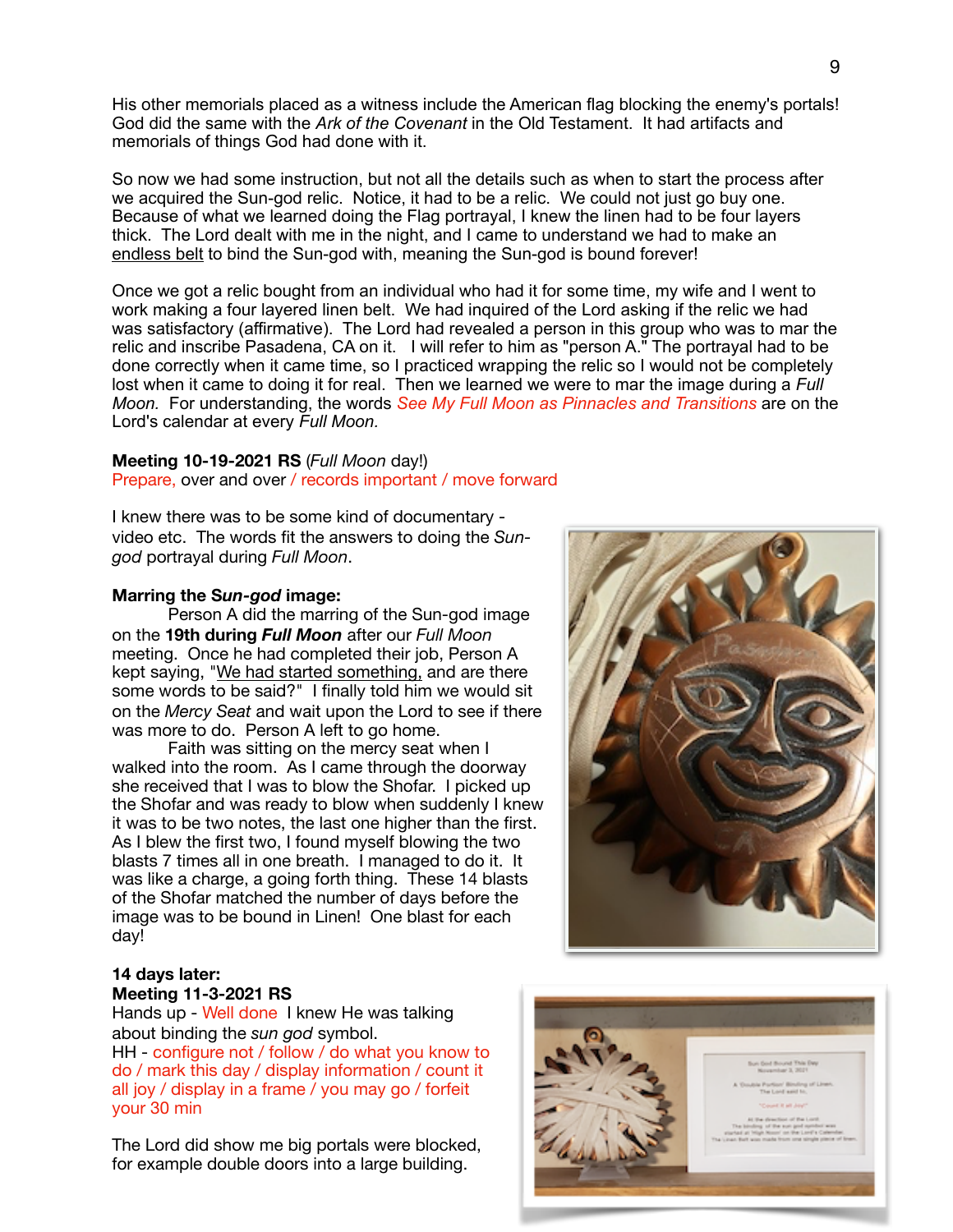His other memorials placed as a witness include the American flag blocking the enemy's portals! God did the same with the *Ark of the Covenant* in the Old Testament. It had artifacts and memorials of things God had done with it.

So now we had some instruction, but not all the details such as when to start the process after we acquired the Sun-god relic. Notice, it had to be a relic. We could not just go buy one. Because of what we learned doing the Flag portrayal, I knew the linen had to be four layers thick. The Lord dealt with me in the night, and I came to understand we had to make an endless belt to bind the Sun-god with, meaning the Sun-god is bound forever!

Once we got a relic bought from an individual who had it for some time, my wife and I went to work making a four layered linen belt. We had inquired of the Lord asking if the relic we had was satisfactory (affirmative). The Lord had revealed a person in this group who was to mar the relic and inscribe Pasadena, CA on it. I will refer to him as "person A." The portrayal had to be done correctly when it came time, so I practiced wrapping the relic so I would not be completely lost when it came to doing it for real. Then we learned we were to mar the image during a *Full Moon.* For understanding, the words *See My Full Moon as Pinnacles and Transitions* are on the Lord's calendar at every *Full Moon.*

**Meeting 10-19-2021 RS** (*Full Moon* day!)
Prepare, over and over / records important / move forward

I knew there was to be some kind of documentary - video etc. The words fit the answers to doing the *Sun-god* portrayal during *Full Moon*.

**Marring the *Sun-god* image:**

Person A did the marring of the Sun-god image on the **19th during *Full Moon*** after our *Full Moon* meeting. Once he had completed their job, Person A kept saying, "We had started something, and are there some words to be said?" I finally told him we would sit on the *Mercy Seat* and wait upon the Lord to see if there was more to do. Person A left to go home.

Faith was sitting on the mercy seat when I walked into the room. As I came through the doorway she received that I was to blow the Shofar. I picked up the Shofar and was ready to blow when suddenly I knew it was to be two notes, the last one higher than the first. As I blew the first two, I found myself blowing the two blasts 7 times all in one breath. I managed to do it. It was like a charge, a going forth thing. These 14 blasts of the Shofar matched the number of days before the image was to be bound in Linen! One blast for each day!

**14 days later:**
**Meeting 11-3-2021 RS**
Hands up - Well done I knew He was talking about binding the *sun god* symbol.
HH - configure not / follow / do what you know to do / mark this day / display information / count it all joy / display in a frame / you may go / forfeit your 30 min

The Lord did show me big portals were blocked, for example double doors into a large building.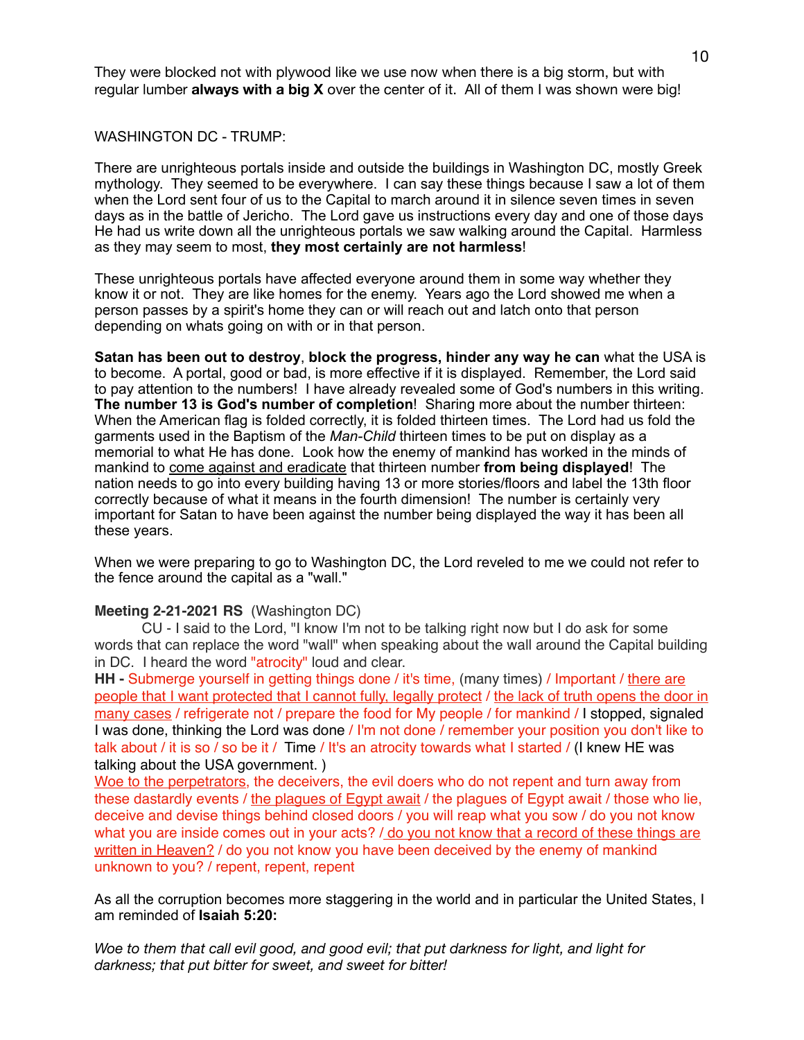They were blocked not with plywood like we use now when there is a big storm, but with regular lumber **always with a big X** over the center of it. All of them I was shown were big!

WASHINGTON DC - TRUMP:

There are unrighteous portals inside and outside the buildings in Washington DC, mostly Greek mythology. They seemed to be everywhere. I can say these things because I saw a lot of them when the Lord sent four of us to the Capital to march around it in silence seven times in seven days as in the battle of Jericho. The Lord gave us instructions every day and one of those days He had us write down all the unrighteous portals we saw walking around the Capital. Harmless as they may seem to most, **they most certainly are not harmless**!

These unrighteous portals have affected everyone around them in some way whether they know it or not. They are like homes for the enemy. Years ago the Lord showed me when a person passes by a spirit's home they can or will reach out and latch onto that person depending on whats going on with or in that person.

**Satan has been out to destroy**, **block the progress, hinder any way he can** what the USA is to become. A portal, good or bad, is more effective if it is displayed. Remember, the Lord said to pay attention to the numbers! I have already revealed some of God's numbers in this writing. **The number 13 is God's number of completion**! Sharing more about the number thirteen: When the American flag is folded correctly, it is folded thirteen times. The Lord had us fold the garments used in the Baptism of the *Man-Child* thirteen times to be put on display as a memorial to what He has done. Look how the enemy of mankind has worked in the minds of mankind to <u>come against and eradicate</u> that thirteen number **from being displayed**! The nation needs to go into every building having 13 or more stories/floors and label the 13th floor correctly because of what it means in the fourth dimension! The number is certainly very important for Satan to have been against the number being displayed the way it has been all these years.

When we were preparing to go to Washington DC, the Lord reveled to me we could not refer to the fence around the capital as a "wall."

**Meeting 2-21-2021 RS** (Washington DC)

CU - I said to the Lord, "I know I'm not to be talking right now but I do ask for some words that can replace the word "wall" when speaking about the wall around the Capital building in DC. I heard the word "atrocity" loud and clear.

**HH -** Submerge yourself in getting things done / it's time, (many times) / Important / <u>there are people that I want protected that I cannot fully, legally protect</u> / <u>the lack of truth opens the door in many cases</u> / refrigerate not / prepare the food for My people / for mankind / I stopped, signaled I was done, thinking the Lord was done / I'm not done / remember your position you don't like to talk about / it is so / so be it / Time / It's an atrocity towards what I started / (I knew HE was talking about the USA government. )

<u>Woe to the perpetrators</u>, the deceivers, the evil doers who do not repent and turn away from these dastardly events / <u>the plagues of Egypt await</u> / the plagues of Egypt await / those who lie, deceive and devise things behind closed doors / you will reap what you sow / do you not know what you are inside comes out in your acts? / <u>do you not know that a record of these things are written in Heaven?</u> / do you not know you have been deceived by the enemy of mankind unknown to you? / repent, repent, repent

As all the corruption becomes more staggering in the world and in particular the United States, I am reminded of **Isaiah 5:20:**

*Woe to them that call evil good, and good evil; that put darkness for light, and light for darkness; that put bitter for sweet, and sweet for bitter!*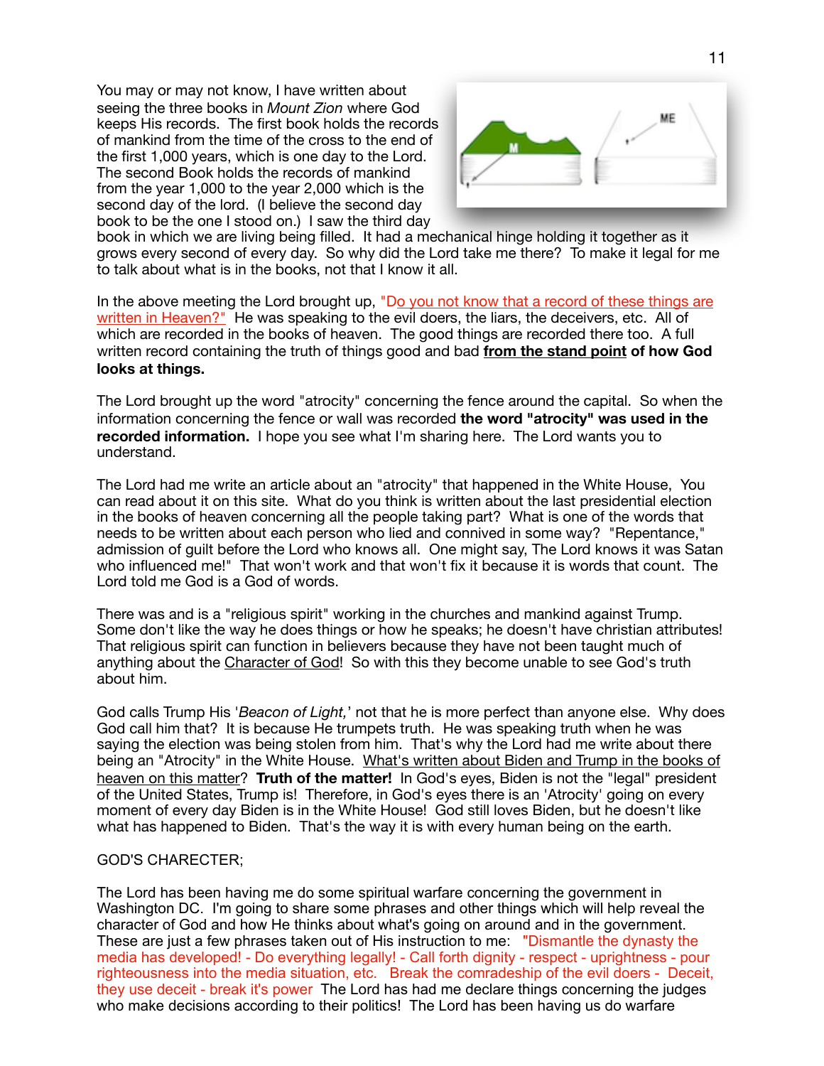You may or may not know, I have written about seeing the three books in *Mount Zion* where God keeps His records. The first book holds the records of mankind from the time of the cross to the end of the first 1,000 years, which is one day to the Lord. The second Book holds the records of mankind from the year 1,000 to the year 2,000 which is the second day of the lord. (I believe the second day book to be the one I stood on.) I saw the third day book in which we are living being filled. It had a mechanical hinge holding it together as it grows every second of every day. So why did the Lord take me there? To make it legal for me to talk about what is in the books, not that I know it all.

In the above meeting the Lord brought up, "Do you not know that a record of these things are written in Heaven?" He was speaking to the evil doers, the liars, the deceivers, etc. All of which are recorded in the books of heaven. The good things are recorded there too. A full written record containing the truth of things good and bad **from the stand point of how God looks at things.**

The Lord brought up the word "atrocity" concerning the fence around the capital. So when the information concerning the fence or wall was recorded **the word "atrocity" was used in the recorded information.** I hope you see what I'm sharing here. The Lord wants you to understand.

The Lord had me write an article about an "atrocity" that happened in the White House, You can read about it on this site. What do you think is written about the last presidential election in the books of heaven concerning all the people taking part? What is one of the words that needs to be written about each person who lied and connived in some way? "Repentance," admission of guilt before the Lord who knows all. One might say, The Lord knows it was Satan who influenced me!" That won't work and that won't fix it because it is words that count. The Lord told me God is a God of words.

There was and is a "religious spirit" working in the churches and mankind against Trump. Some don't like the way he does things or how he speaks; he doesn't have christian attributes! That religious spirit can function in believers because they have not been taught much of anything about the Character of God! So with this they become unable to see God's truth about him.

God calls Trump His '*Beacon of Light,*' not that he is more perfect than anyone else. Why does God call him that? It is because He trumpets truth. He was speaking truth when he was saying the election was being stolen from him. That's why the Lord had me write about there being an "Atrocity" in the White House. What's written about Biden and Trump in the books of heaven on this matter? **Truth of the matter!** In God's eyes, Biden is not the "legal" president of the United States, Trump is! Therefore, in God's eyes there is an 'Atrocity' going on every moment of every day Biden is in the White House! God still loves Biden, but he doesn't like what has happened to Biden. That's the way it is with every human being on the earth.

GOD'S CHARECTER;

The Lord has been having me do some spiritual warfare concerning the government in Washington DC. I'm going to share some phrases and other things which will help reveal the character of God and how He thinks about what's going on around and in the government. These are just a few phrases taken out of His instruction to me: "Dismantle the dynasty the media has developed! - Do everything legally! - Call forth dignity - respect - uprightness - pour righteousness into the media situation, etc. Break the comradeship of the evil doers - Deceit, they use deceit - break it's power The Lord has had me declare things concerning the judges who make decisions according to their politics! The Lord has been having us do warfare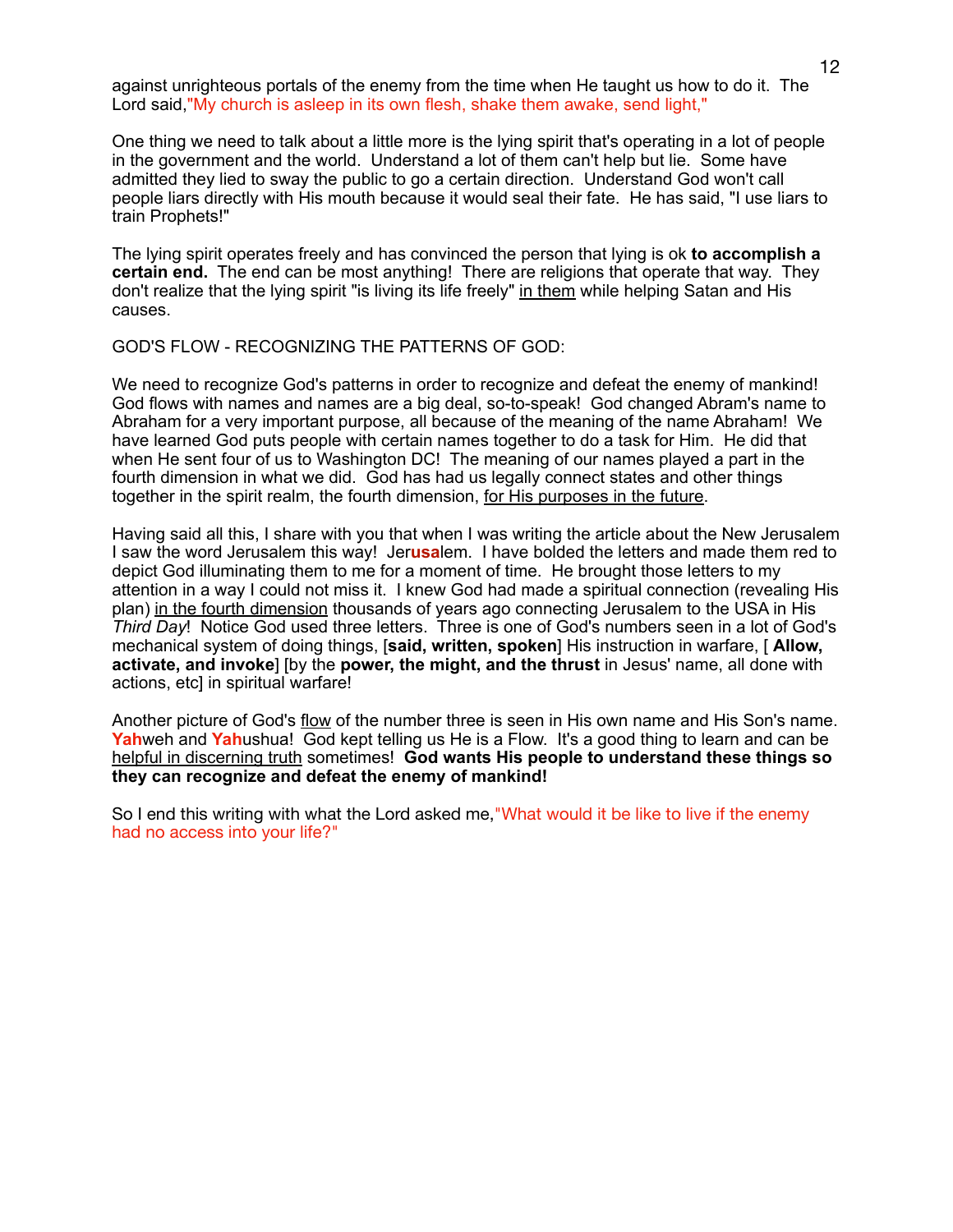against unrighteous portals of the enemy from the time when He taught us how to do it. The Lord said,"My church is asleep in its own flesh, shake them awake, send light,"

One thing we need to talk about a little more is the lying spirit that's operating in a lot of people in the government and the world. Understand a lot of them can't help but lie. Some have admitted they lied to sway the public to go a certain direction. Understand God won't call people liars directly with His mouth because it would seal their fate. He has said, "I use liars to train Prophets!"

The lying spirit operates freely and has convinced the person that lying is ok **to accomplish a certain end.** The end can be most anything! There are religions that operate that way. They don't realize that the lying spirit "is living its life freely" in them while helping Satan and His causes.

GOD'S FLOW - RECOGNIZING THE PATTERNS OF GOD:

We need to recognize God's patterns in order to recognize and defeat the enemy of mankind! God flows with names and names are a big deal, so-to-speak! God changed Abram's name to Abraham for a very important purpose, all because of the meaning of the name Abraham! We have learned God puts people with certain names together to do a task for Him. He did that when He sent four of us to Washington DC! The meaning of our names played a part in the fourth dimension in what we did. God has had us legally connect states and other things together in the spirit realm, the fourth dimension, for His purposes in the future.

Having said all this, I share with you that when I was writing the article about the New Jerusalem I saw the word Jerusalem this way! Jer**usa**lem. I have bolded the letters and made them red to depict God illuminating them to me for a moment of time. He brought those letters to my attention in a way I could not miss it. I knew God had made a spiritual connection (revealing His plan) in the fourth dimension thousands of years ago connecting Jerusalem to the USA in His *Third Day*! Notice God used three letters. Three is one of God's numbers seen in a lot of God's mechanical system of doing things, [**said, written, spoken**] His instruction in warfare, [ **Allow, activate, and invoke**] [by the **power, the might, and the thrust** in Jesus' name, all done with actions, etc] in spiritual warfare!

Another picture of God's flow of the number three is seen in His own name and His Son's name. **Yah**weh and **Yah**ushua! God kept telling us He is a Flow. It's a good thing to learn and can be helpful in discerning truth sometimes! **God wants His people to understand these things so they can recognize and defeat the enemy of mankind!**

So I end this writing with what the Lord asked me,"What would it be like to live if the enemy had no access into your life?"